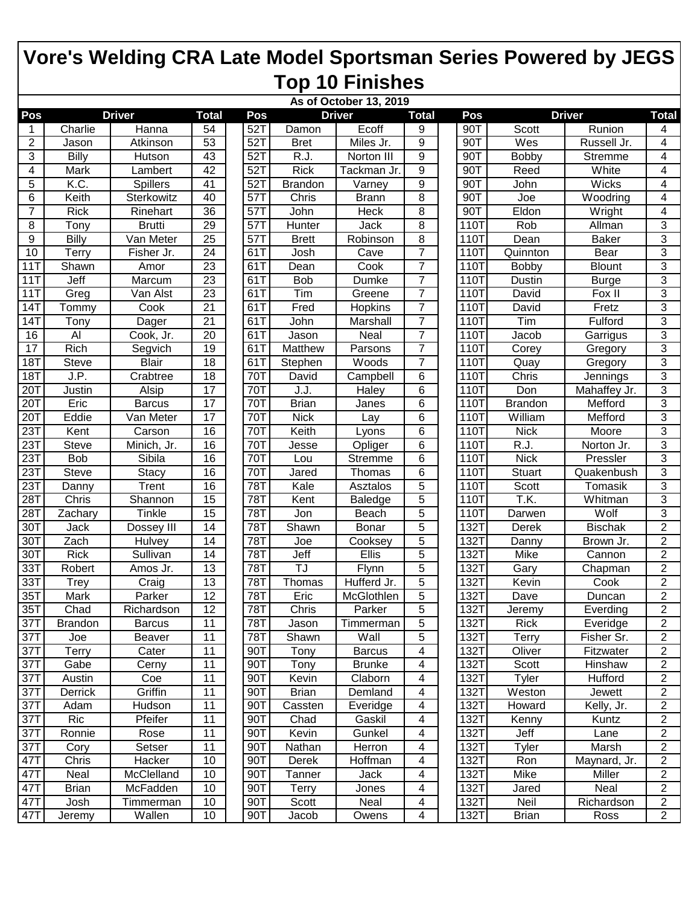# Vore's Welding CRA Late Model Sportsman Series Powered by JEGS

## Top 10 Finishes

**As of October 13, 2019**

| Pos | Driver | | Total | Pos | Driver | | Total | Pos | Driver | | Total |
|---|---|---|---|---|---|---|---|---|---|---|---|
| 1 | Charlie | Hanna | 54 | 52T | Damon | Ecoff | 9 | 90T | Scott | Runion | 4 |
| 2 | Jason | Atkinson | 53 | 52T | Bret | Miles Jr. | 9 | 90T | Wes | Russell Jr. | 4 |
| 3 | Billy | Hutson | 43 | 52T | R.J. | Norton III | 9 | 90T | Bobby | Stremme | 4 |
| 4 | Mark | Lambert | 42 | 52T | Rick | Tackman Jr. | 9 | 90T | Reed | White | 4 |
| 5 | K.C. | Spillers | 41 | 52T | Brandon | Varney | 9 | 90T | John | Wicks | 4 |
| 6 | Keith | Sterkowitz | 40 | 57T | Chris | Brann | 8 | 90T | Joe | Woodring | 4 |
| 7 | Rick | Rinehart | 36 | 57T | John | Heck | 8 | 90T | Eldon | Wright | 4 |
| 8 | Tony | Brutti | 29 | 57T | Hunter | Jack | 8 | 110T | Rob | Allman | 3 |
| 9 | Billy | Van Meter | 25 | 57T | Brett | Robinson | 8 | 110T | Dean | Baker | 3 |
| 10 | Terry | Fisher Jr. | 24 | 61T | Josh | Cave | 7 | 110T | Quinnton | Bear | 3 |
| 11T | Shawn | Amor | 23 | 61T | Dean | Cook | 7 | 110T | Bobby | Blount | 3 |
| 11T | Jeff | Marcum | 23 | 61T | Bob | Dumke | 7 | 110T | Dustin | Burge | 3 |
| 11T | Greg | Van Alst | 23 | 61T | Tim | Greene | 7 | 110T | David | Fox II | 3 |
| 14T | Tommy | Cook | 21 | 61T | Fred | Hopkins | 7 | 110T | David | Fretz | 3 |
| 14T | Tony | Dager | 21 | 61T | John | Marshall | 7 | 110T | Tim | Fulford | 3 |
| 16 | Al | Cook, Jr. | 20 | 61T | Jason | Neal | 7 | 110T | Jacob | Garrigus | 3 |
| 17 | Rich | Segvich | 19 | 61T | Matthew | Parsons | 7 | 110T | Corey | Gregory | 3 |
| 18T | Steve | Blair | 18 | 61T | Stephen | Woods | 7 | 110T | Quay | Gregory | 3 |
| 18T | J.P. | Crabtree | 18 | 70T | David | Campbell | 6 | 110T | Chris | Jennings | 3 |
| 20T | Justin | Alsip | 17 | 70T | J.J. | Haley | 6 | 110T | Don | Mahaffey Jr. | 3 |
| 20T | Eric | Barcus | 17 | 70T | Brian | Janes | 6 | 110T | Brandon | Mefford | 3 |
| 20T | Eddie | Van Meter | 17 | 70T | Nick | Lay | 6 | 110T | William | Mefford | 3 |
| 23T | Kent | Carson | 16 | 70T | Keith | Lyons | 6 | 110T | Nick | Moore | 3 |
| 23T | Steve | Minich, Jr. | 16 | 70T | Jesse | Opliger | 6 | 110T | R.J. | Norton Jr. | 3 |
| 23T | Bob | Sibila | 16 | 70T | Lou | Stremme | 6 | 110T | Nick | Pressler | 3 |
| 23T | Steve | Stacy | 16 | 70T | Jared | Thomas | 6 | 110T | Stuart | Quakenbush | 3 |
| 23T | Danny | Trent | 16 | 78T | Kale | Asztalos | 5 | 110T | Scott | Tomasik | 3 |
| 28T | Chris | Shannon | 15 | 78T | Kent | Baledge | 5 | 110T | T.K. | Whitman | 3 |
| 28T | Zachary | Tinkle | 15 | 78T | Jon | Beach | 5 | 110T | Darwen | Wolf | 3 |
| 30T | Jack | Dossey III | 14 | 78T | Shawn | Bonar | 5 | 132T | Derek | Bischak | 2 |
| 30T | Zach | Hulvey | 14 | 78T | Joe | Cooksey | 5 | 132T | Danny | Brown Jr. | 2 |
| 30T | Rick | Sullivan | 14 | 78T | Jeff | Ellis | 5 | 132T | Mike | Cannon | 2 |
| 33T | Robert | Amos Jr. | 13 | 78T | TJ | Flynn | 5 | 132T | Gary | Chapman | 2 |
| 33T | Trey | Craig | 13 | 78T | Thomas | Hufferd Jr. | 5 | 132T | Kevin | Cook | 2 |
| 35T | Mark | Parker | 12 | 78T | Eric | McGlothlen | 5 | 132T | Dave | Duncan | 2 |
| 35T | Chad | Richardson | 12 | 78T | Chris | Parker | 5 | 132T | Jeremy | Everding | 2 |
| 37T | Brandon | Barcus | 11 | 78T | Jason | Timmerman | 5 | 132T | Rick | Everidge | 2 |
| 37T | Joe | Beaver | 11 | 78T | Shawn | Wall | 5 | 132T | Terry | Fisher Sr. | 2 |
| 37T | Terry | Cater | 11 | 90T | Tony | Barcus | 4 | 132T | Oliver | Fitzwater | 2 |
| 37T | Gabe | Cerny | 11 | 90T | Tony | Brunke | 4 | 132T | Scott | Hinshaw | 2 |
| 37T | Austin | Coe | 11 | 90T | Kevin | Claborn | 4 | 132T | Tyler | Hufford | 2 |
| 37T | Derrick | Griffin | 11 | 90T | Brian | Demland | 4 | 132T | Weston | Jewett | 2 |
| 37T | Adam | Hudson | 11 | 90T | Cassten | Everidge | 4 | 132T | Howard | Kelly, Jr. | 2 |
| 37T | Ric | Pfeifer | 11 | 90T | Chad | Gaskil | 4 | 132T | Kenny | Kuntz | 2 |
| 37T | Ronnie | Rose | 11 | 90T | Kevin | Gunkel | 4 | 132T | Jeff | Lane | 2 |
| 37T | Cory | Setser | 11 | 90T | Nathan | Herron | 4 | 132T | Tyler | Marsh | 2 |
| 47T | Chris | Hacker | 10 | 90T | Derek | Hoffman | 4 | 132T | Ron | Maynard, Jr. | 2 |
| 47T | Neal | McClelland | 10 | 90T | Tanner | Jack | 4 | 132T | Mike | Miller | 2 |
| 47T | Brian | McFadden | 10 | 90T | Terry | Jones | 4 | 132T | Jared | Neal | 2 |
| 47T | Josh | Timmerman | 10 | 90T | Scott | Neal | 4 | 132T | Neil | Richardson | 2 |
| 47T | Jeremy | Wallen | 10 | 90T | Jacob | Owens | 4 | 132T | Brian | Ross | 2 |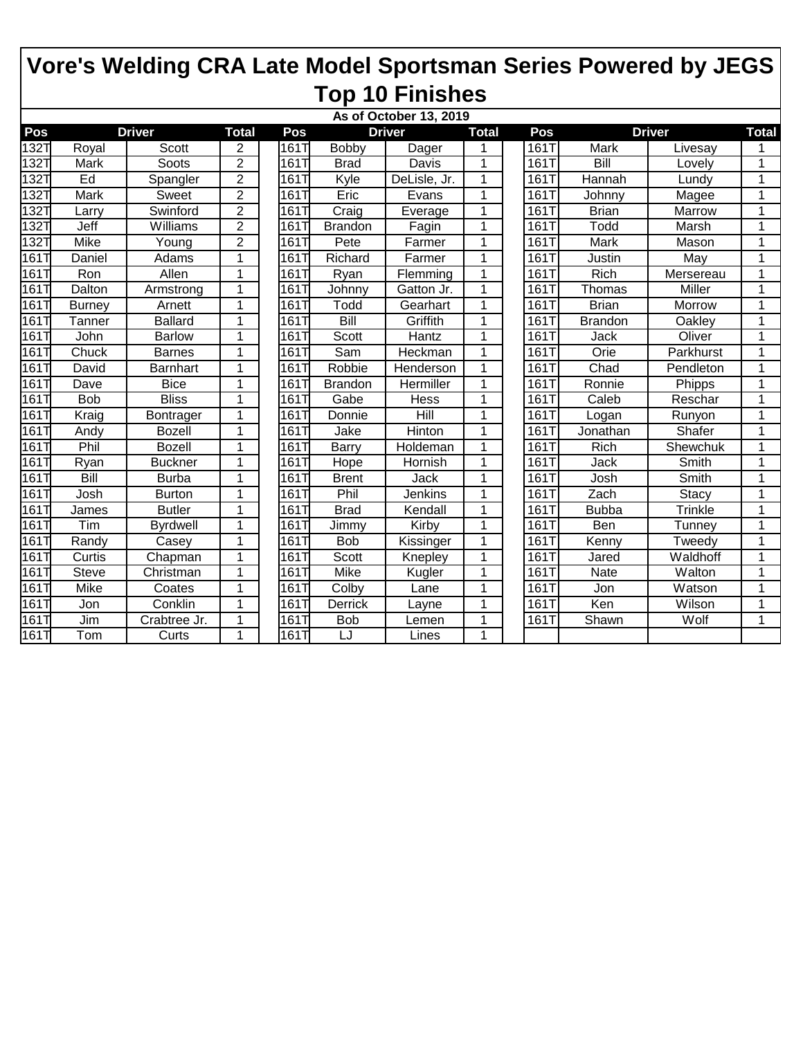# Vore's Welding CRA Late Model Sportsman Series Powered by JEGS

## Top 10 Finishes

**As of October 13, 2019**

| Pos | Driver | | Total | | Pos | Driver | | Total | | Pos | Driver | | Total |
|---|---|---|---|---|---|---|---|---|---|---|---|---|---|
| 132T | Royal | Scott | 2 | | 161T | Bobby | Dager | 1 | | 161T | Mark | Livesay | 1 |
| 132T | Mark | Soots | 2 | | 161T | Brad | Davis | 1 | | 161T | Bill | Lovely | 1 |
| 132T | Ed | Spangler | 2 | | 161T | Kyle | DeLisle, Jr. | 1 | | 161T | Hannah | Lundy | 1 |
| 132T | Mark | Sweet | 2 | | 161T | Eric | Evans | 1 | | 161T | Johnny | Magee | 1 |
| 132T | Larry | Swinford | 2 | | 161T | Craig | Everage | 1 | | 161T | Brian | Marrow | 1 |
| 132T | Jeff | Williams | 2 | | 161T | Brandon | Fagin | 1 | | 161T | Todd | Marsh | 1 |
| 132T | Mike | Young | 2 | | 161T | Pete | Farmer | 1 | | 161T | Mark | Mason | 1 |
| 161T | Daniel | Adams | 1 | | 161T | Richard | Farmer | 1 | | 161T | Justin | May | 1 |
| 161T | Ron | Allen | 1 | | 161T | Ryan | Flemming | 1 | | 161T | Rich | Mersereau | 1 |
| 161T | Dalton | Armstrong | 1 | | 161T | Johnny | Gatton Jr. | 1 | | 161T | Thomas | Miller | 1 |
| 161T | Burney | Arnett | 1 | | 161T | Todd | Gearhart | 1 | | 161T | Brian | Morrow | 1 |
| 161T | Tanner | Ballard | 1 | | 161T | Bill | Griffith | 1 | | 161T | Brandon | Oakley | 1 |
| 161T | John | Barlow | 1 | | 161T | Scott | Hantz | 1 | | 161T | Jack | Oliver | 1 |
| 161T | Chuck | Barnes | 1 | | 161T | Sam | Heckman | 1 | | 161T | Orie | Parkhurst | 1 |
| 161T | David | Barnhart | 1 | | 161T | Robbie | Henderson | 1 | | 161T | Chad | Pendleton | 1 |
| 161T | Dave | Bice | 1 | | 161T | Brandon | Hermiller | 1 | | 161T | Ronnie | Phipps | 1 |
| 161T | Bob | Bliss | 1 | | 161T | Gabe | Hess | 1 | | 161T | Caleb | Reschar | 1 |
| 161T | Kraig | Bontrager | 1 | | 161T | Donnie | Hill | 1 | | 161T | Logan | Runyon | 1 |
| 161T | Andy | Bozell | 1 | | 161T | Jake | Hinton | 1 | | 161T | Jonathan | Shafer | 1 |
| 161T | Phil | Bozell | 1 | | 161T | Barry | Holdeman | 1 | | 161T | Rich | Shewchuk | 1 |
| 161T | Ryan | Buckner | 1 | | 161T | Hope | Hornish | 1 | | 161T | Jack | Smith | 1 |
| 161T | Bill | Burba | 1 | | 161T | Brent | Jack | 1 | | 161T | Josh | Smith | 1 |
| 161T | Josh | Burton | 1 | | 161T | Phil | Jenkins | 1 | | 161T | Zach | Stacy | 1 |
| 161T | James | Butler | 1 | | 161T | Brad | Kendall | 1 | | 161T | Bubba | Trinkle | 1 |
| 161T | Tim | Byrdwell | 1 | | 161T | Jimmy | Kirby | 1 | | 161T | Ben | Tunney | 1 |
| 161T | Randy | Casey | 1 | | 161T | Bob | Kissinger | 1 | | 161T | Kenny | Tweedy | 1 |
| 161T | Curtis | Chapman | 1 | | 161T | Scott | Knepley | 1 | | 161T | Jared | Waldhoff | 1 |
| 161T | Steve | Christman | 1 | | 161T | Mike | Kugler | 1 | | 161T | Nate | Walton | 1 |
| 161T | Mike | Coates | 1 | | 161T | Colby | Lane | 1 | | 161T | Jon | Watson | 1 |
| 161T | Jon | Conklin | 1 | | 161T | Derrick | Layne | 1 | | 161T | Ken | Wilson | 1 |
| 161T | Jim | Crabtree Jr. | 1 | | 161T | Bob | Lemen | 1 | | 161T | Shawn | Wolf | 1 |
| 161T | Tom | Curts | 1 | | 161T | LJ | Lines | 1 | | | | | |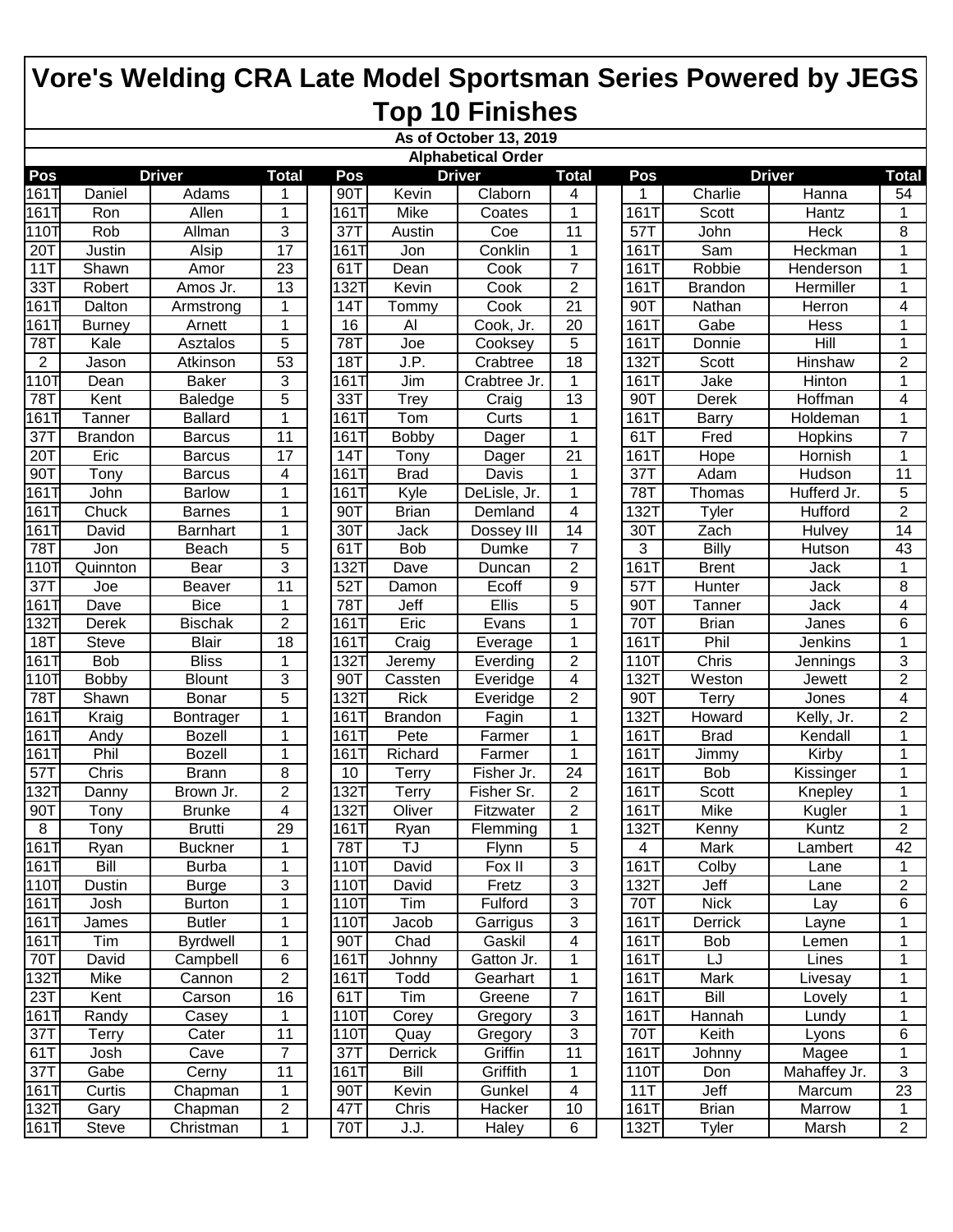# Vore's Welding CRA Late Model Sportsman Series Powered by JEGS

# Top 10 Finishes

**As of October 13, 2019**

**Alphabetical Order**

| Pos | Driver | | Total | | Pos | Driver | | Total | | Pos | Driver | | Total |
|---|---|---|---|---|---|---|---|---|---|---|---|---|---|
| 161T | Daniel | Adams | 1 | | 90T | Kevin | Claborn | 4 | | 1 | Charlie | Hanna | 54 |
| 161T | Ron | Allen | 1 | | 161T | Mike | Coates | 1 | | 161T | Scott | Hantz | 1 |
| 110T | Rob | Allman | 3 | | 37T | Austin | Coe | 11 | | 57T | John | Heck | 8 |
| 20T | Justin | Alsip | 17 | | 161T | Jon | Conklin | 1 | | 161T | Sam | Heckman | 1 |
| 11T | Shawn | Amor | 23 | | 61T | Dean | Cook | 7 | | 161T | Robbie | Henderson | 1 |
| 33T | Robert | Amos Jr. | 13 | | 132T | Kevin | Cook | 2 | | 161T | Brandon | Hermiller | 1 |
| 161T | Dalton | Armstrong | 1 | | 14T | Tommy | Cook | 21 | | 90T | Nathan | Herron | 4 |
| 161T | Burney | Arnett | 1 | | 16 | Al | Cook, Jr. | 20 | | 161T | Gabe | Hess | 1 |
| 78T | Kale | Asztalos | 5 | | 78T | Joe | Cooksey | 5 | | 161T | Donnie | Hill | 1 |
| 2 | Jason | Atkinson | 53 | | 18T | J.P. | Crabtree | 18 | | 132T | Scott | Hinshaw | 2 |
| 110T | Dean | Baker | 3 | | 161T | Jim | Crabtree Jr. | 1 | | 161T | Jake | Hinton | 1 |
| 78T | Kent | Baledge | 5 | | 33T | Trey | Craig | 13 | | 90T | Derek | Hoffman | 4 |
| 161T | Tanner | Ballard | 1 | | 161T | Tom | Curts | 1 | | 161T | Barry | Holdeman | 1 |
| 37T | Brandon | Barcus | 11 | | 161T | Bobby | Dager | 1 | | 61T | Fred | Hopkins | 7 |
| 20T | Eric | Barcus | 17 | | 14T | Tony | Dager | 21 | | 161T | Hope | Hornish | 1 |
| 90T | Tony | Barcus | 4 | | 161T | Brad | Davis | 1 | | 37T | Adam | Hudson | 11 |
| 161T | John | Barlow | 1 | | 161T | Kyle | DeLisle, Jr. | 1 | | 78T | Thomas | Hufferd Jr. | 5 |
| 161T | Chuck | Barnes | 1 | | 90T | Brian | Demland | 4 | | 132T | Tyler | Hufford | 2 |
| 161T | David | Barnhart | 1 | | 30T | Jack | Dossey III | 14 | | 30T | Zach | Hulvey | 14 |
| 78T | Jon | Beach | 5 | | 61T | Bob | Dumke | 7 | | 3 | Billy | Hutson | 43 |
| 110T | Quinnton | Bear | 3 | | 132T | Dave | Duncan | 2 | | 161T | Brent | Jack | 1 |
| 37T | Joe | Beaver | 11 | | 52T | Damon | Ecoff | 9 | | 57T | Hunter | Jack | 8 |
| 161T | Dave | Bice | 1 | | 78T | Jeff | Ellis | 5 | | 90T | Tanner | Jack | 4 |
| 132T | Derek | Bischak | 2 | | 161T | Eric | Evans | 1 | | 70T | Brian | Janes | 6 |
| 18T | Steve | Blair | 18 | | 161T | Craig | Everage | 1 | | 161T | Phil | Jenkins | 1 |
| 161T | Bob | Bliss | 1 | | 132T | Jeremy | Everding | 2 | | 110T | Chris | Jennings | 3 |
| 110T | Bobby | Blount | 3 | | 90T | Cassten | Everidge | 4 | | 132T | Weston | Jewett | 2 |
| 78T | Shawn | Bonar | 5 | | 132T | Rick | Everidge | 2 | | 90T | Terry | Jones | 4 |
| 161T | Kraig | Bontrager | 1 | | 161T | Brandon | Fagin | 1 | | 132T | Howard | Kelly, Jr. | 2 |
| 161T | Andy | Bozell | 1 | | 161T | Pete | Farmer | 1 | | 161T | Brad | Kendall | 1 |
| 161T | Phil | Bozell | 1 | | 161T | Richard | Farmer | 1 | | 161T | Jimmy | Kirby | 1 |
| 57T | Chris | Brann | 8 | | 10 | Terry | Fisher Jr. | 24 | | 161T | Bob | Kissinger | 1 |
| 132T | Danny | Brown Jr. | 2 | | 132T | Terry | Fisher Sr. | 2 | | 161T | Scott | Knepley | 1 |
| 90T | Tony | Brunke | 4 | | 132T | Oliver | Fitzwater | 2 | | 161T | Mike | Kugler | 1 |
| 8 | Tony | Brutti | 29 | | 161T | Ryan | Flemming | 1 | | 132T | Kenny | Kuntz | 2 |
| 161T | Ryan | Buckner | 1 | | 78T | TJ | Flynn | 5 | | 4 | Mark | Lambert | 42 |
| 161T | Bill | Burba | 1 | | 110T | David | Fox II | 3 | | 161T | Colby | Lane | 1 |
| 110T | Dustin | Burge | 3 | | 110T | David | Fretz | 3 | | 132T | Jeff | Lane | 2 |
| 161T | Josh | Burton | 1 | | 110T | Tim | Fulford | 3 | | 70T | Nick | Lay | 6 |
| 161T | James | Butler | 1 | | 110T | Jacob | Garrigus | 3 | | 161T | Derrick | Layne | 1 |
| 161T | Tim | Byrdwell | 1 | | 90T | Chad | Gaskil | 4 | | 161T | Bob | Lemen | 1 |
| 70T | David | Campbell | 6 | | 161T | Johnny | Gatton Jr. | 1 | | 161T | LJ | Lines | 1 |
| 132T | Mike | Cannon | 2 | | 161T | Todd | Gearhart | 1 | | 161T | Mark | Livesay | 1 |
| 23T | Kent | Carson | 16 | | 61T | Tim | Greene | 7 | | 161T | Bill | Lovely | 1 |
| 161T | Randy | Casey | 1 | | 110T | Corey | Gregory | 3 | | 161T | Hannah | Lundy | 1 |
| 37T | Terry | Cater | 11 | | 110T | Quay | Gregory | 3 | | 70T | Keith | Lyons | 6 |
| 61T | Josh | Cave | 7 | | 37T | Derrick | Griffin | 11 | | 161T | Johnny | Magee | 1 |
| 37T | Gabe | Cerny | 11 | | 161T | Bill | Griffith | 1 | | 110T | Don | Mahaffey Jr. | 3 |
| 161T | Curtis | Chapman | 1 | | 90T | Kevin | Gunkel | 4 | | 11T | Jeff | Marcum | 23 |
| 132T | Gary | Chapman | 2 | | 47T | Chris | Hacker | 10 | | 161T | Brian | Marrow | 1 |
| 161T | Steve | Christman | 1 | | 70T | J.J. | Haley | 6 | | 132T | Tyler | Marsh | 2 |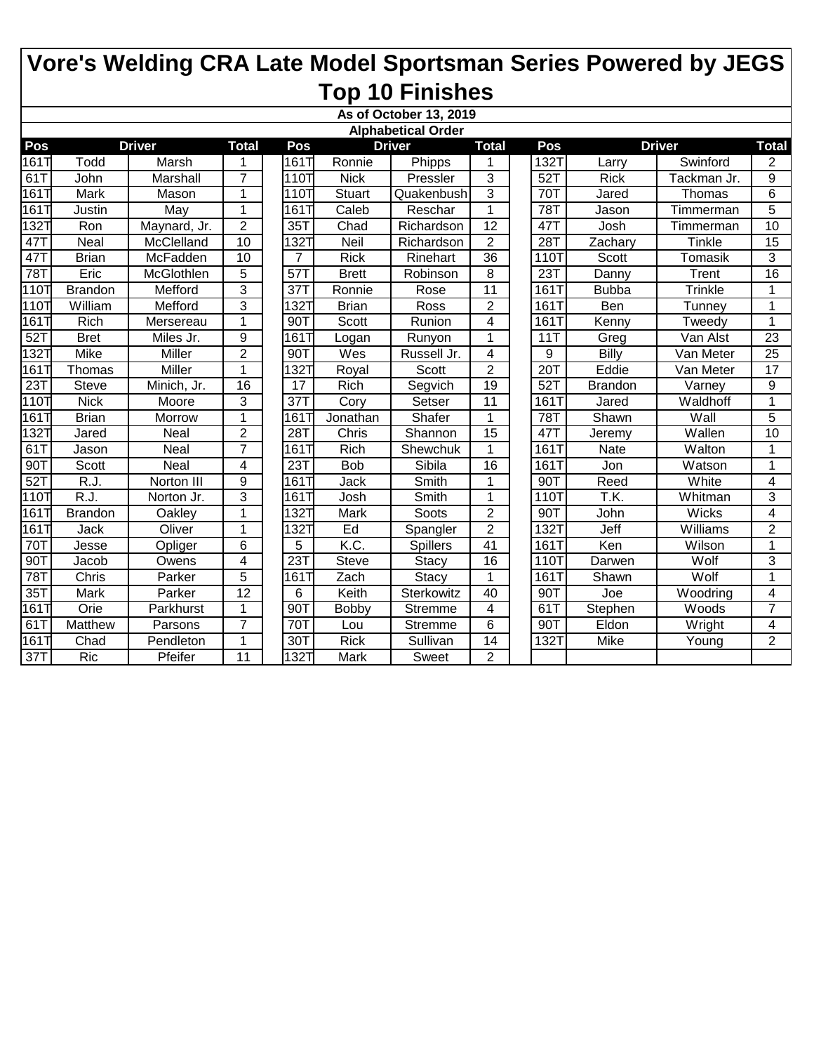# Vore's Welding CRA Late Model Sportsman Series Powered by JEGS

## Top 10 Finishes

**As of October 13, 2019**

**Alphabetical Order**

| Pos | Driver | | Total | Pos | Driver | | Total | Pos | Driver | | Total |
|---|---|---|---|---|---|---|---|---|---|---|---|
| 161T | Todd | Marsh | 1 | 161T | Ronnie | Phipps | 1 | 132T | Larry | Swinford | 2 |
| 61T | John | Marshall | 7 | 110T | Nick | Pressler | 3 | 52T | Rick | Tackman Jr. | 9 |
| 161T | Mark | Mason | 1 | 110T | Stuart | Quakenbush | 3 | 70T | Jared | Thomas | 6 |
| 161T | Justin | May | 1 | 161T | Caleb | Reschar | 1 | 78T | Jason | Timmerman | 5 |
| 132T | Ron | Maynard, Jr. | 2 | 35T | Chad | Richardson | 12 | 47T | Josh | Timmerman | 10 |
| 47T | Neal | McClelland | 10 | 132T | Neil | Richardson | 2 | 28T | Zachary | Tinkle | 15 |
| 47T | Brian | McFadden | 10 | 7 | Rick | Rinehart | 36 | 110T | Scott | Tomasik | 3 |
| 78T | Eric | McGlothlen | 5 | 57T | Brett | Robinson | 8 | 23T | Danny | Trent | 16 |
| 110T | Brandon | Mefford | 3 | 37T | Ronnie | Rose | 11 | 161T | Bubba | Trinkle | 1 |
| 110T | William | Mefford | 3 | 132T | Brian | Ross | 2 | 161T | Ben | Tunney | 1 |
| 161T | Rich | Mersereau | 1 | 90T | Scott | Runion | 4 | 161T | Kenny | Tweedy | 1 |
| 52T | Bret | Miles Jr. | 9 | 161T | Logan | Runyon | 1 | 11T | Greg | Van Alst | 23 |
| 132T | Mike | Miller | 2 | 90T | Wes | Russell Jr. | 4 | 9 | Billy | Van Meter | 25 |
| 161T | Thomas | Miller | 1 | 132T | Royal | Scott | 2 | 20T | Eddie | Van Meter | 17 |
| 23T | Steve | Minich, Jr. | 16 | 17 | Rich | Segvich | 19 | 52T | Brandon | Varney | 9 |
| 110T | Nick | Moore | 3 | 37T | Cory | Setser | 11 | 161T | Jared | Waldhoff | 1 |
| 161T | Brian | Morrow | 1 | 161T | Jonathan | Shafer | 1 | 78T | Shawn | Wall | 5 |
| 132T | Jared | Neal | 2 | 28T | Chris | Shannon | 15 | 47T | Jeremy | Wallen | 10 |
| 61T | Jason | Neal | 7 | 161T | Rich | Shewchuk | 1 | 161T | Nate | Walton | 1 |
| 90T | Scott | Neal | 4 | 23T | Bob | Sibila | 16 | 161T | Jon | Watson | 1 |
| 52T | R.J. | Norton III | 9 | 161T | Jack | Smith | 1 | 90T | Reed | White | 4 |
| 110T | R.J. | Norton Jr. | 3 | 161T | Josh | Smith | 1 | 110T | T.K. | Whitman | 3 |
| 161T | Brandon | Oakley | 1 | 132T | Mark | Soots | 2 | 90T | John | Wicks | 4 |
| 161T | Jack | Oliver | 1 | 132T | Ed | Spangler | 2 | 132T | Jeff | Williams | 2 |
| 70T | Jesse | Opliger | 6 | 5 | K.C. | Spillers | 41 | 161T | Ken | Wilson | 1 |
| 90T | Jacob | Owens | 4 | 23T | Steve | Stacy | 16 | 110T | Darwen | Wolf | 3 |
| 78T | Chris | Parker | 5 | 161T | Zach | Stacy | 1 | 161T | Shawn | Wolf | 1 |
| 35T | Mark | Parker | 12 | 6 | Keith | Sterkowitz | 40 | 90T | Joe | Woodring | 4 |
| 161T | Orie | Parkhurst | 1 | 90T | Bobby | Stremme | 4 | 61T | Stephen | Woods | 7 |
| 61T | Matthew | Parsons | 7 | 70T | Lou | Stremme | 6 | 90T | Eldon | Wright | 4 |
| 161T | Chad | Pendleton | 1 | 30T | Rick | Sullivan | 14 | 132T | Mike | Young | 2 |
| 37T | Ric | Pfeifer | 11 | 132T | Mark | Sweet | 2 | | | | |